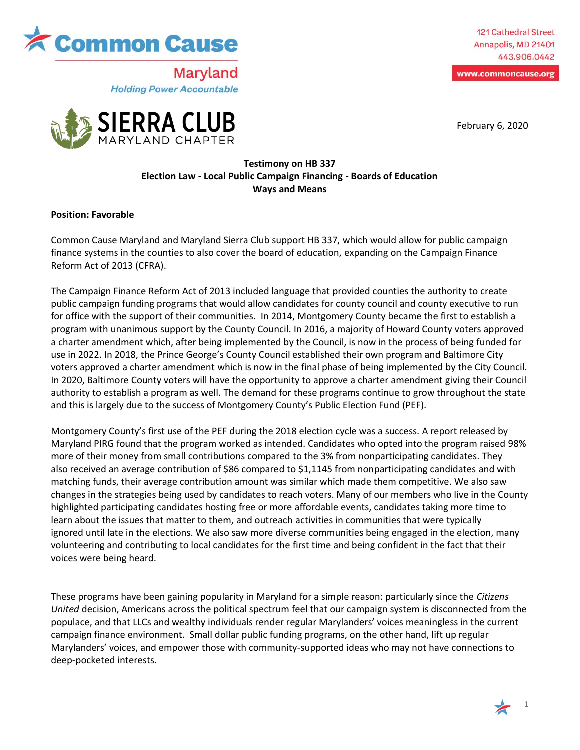Common Cause Maryland
*Holding Power Accountable*

SIERRA CLUB
MARYLAND CHAPTER

121 Cathedral Street
Annapolis, MD 21401
443.906.0442

www.commoncause.org

February 6, 2020

**Testimony on HB 337**
**Election Law - Local Public Campaign Financing - Boards of Education**
**Ways and Means**

**Position: Favorable**

Common Cause Maryland and Maryland Sierra Club support HB 337, which would allow for public campaign finance systems in the counties to also cover the board of education, expanding on the Campaign Finance Reform Act of 2013 (CFRA).

The Campaign Finance Reform Act of 2013 included language that provided counties the authority to create public campaign funding programs that would allow candidates for county council and county executive to run for office with the support of their communities. In 2014, Montgomery County became the first to establish a program with unanimous support by the County Council. In 2016, a majority of Howard County voters approved a charter amendment which, after being implemented by the Council, is now in the process of being funded for use in 2022. In 2018, the Prince George's County Council established their own program and Baltimore City voters approved a charter amendment which is now in the final phase of being implemented by the City Council. In 2020, Baltimore County voters will have the opportunity to approve a charter amendment giving their Council authority to establish a program as well. The demand for these programs continue to grow throughout the state and this is largely due to the success of Montgomery County's Public Election Fund (PEF).

Montgomery County's first use of the PEF during the 2018 election cycle was a success. A report released by Maryland PIRG found that the program worked as intended. Candidates who opted into the program raised 98% more of their money from small contributions compared to the 3% from nonparticipating candidates. They also received an average contribution of $86 compared to $1,1145 from nonparticipating candidates and with matching funds, their average contribution amount was similar which made them competitive. We also saw changes in the strategies being used by candidates to reach voters. Many of our members who live in the County highlighted participating candidates hosting free or more affordable events, candidates taking more time to learn about the issues that matter to them, and outreach activities in communities that were typically ignored until late in the elections. We also saw more diverse communities being engaged in the election, many volunteering and contributing to local candidates for the first time and being confident in the fact that their voices were being heard.

These programs have been gaining popularity in Maryland for a simple reason: particularly since the *Citizens United* decision, Americans across the political spectrum feel that our campaign system is disconnected from the populace, and that LLCs and wealthy individuals render regular Marylanders' voices meaningless in the current campaign finance environment. Small dollar public funding programs, on the other hand, lift up regular Marylanders' voices, and empower those with community-supported ideas who may not have connections to deep-pocketed interests.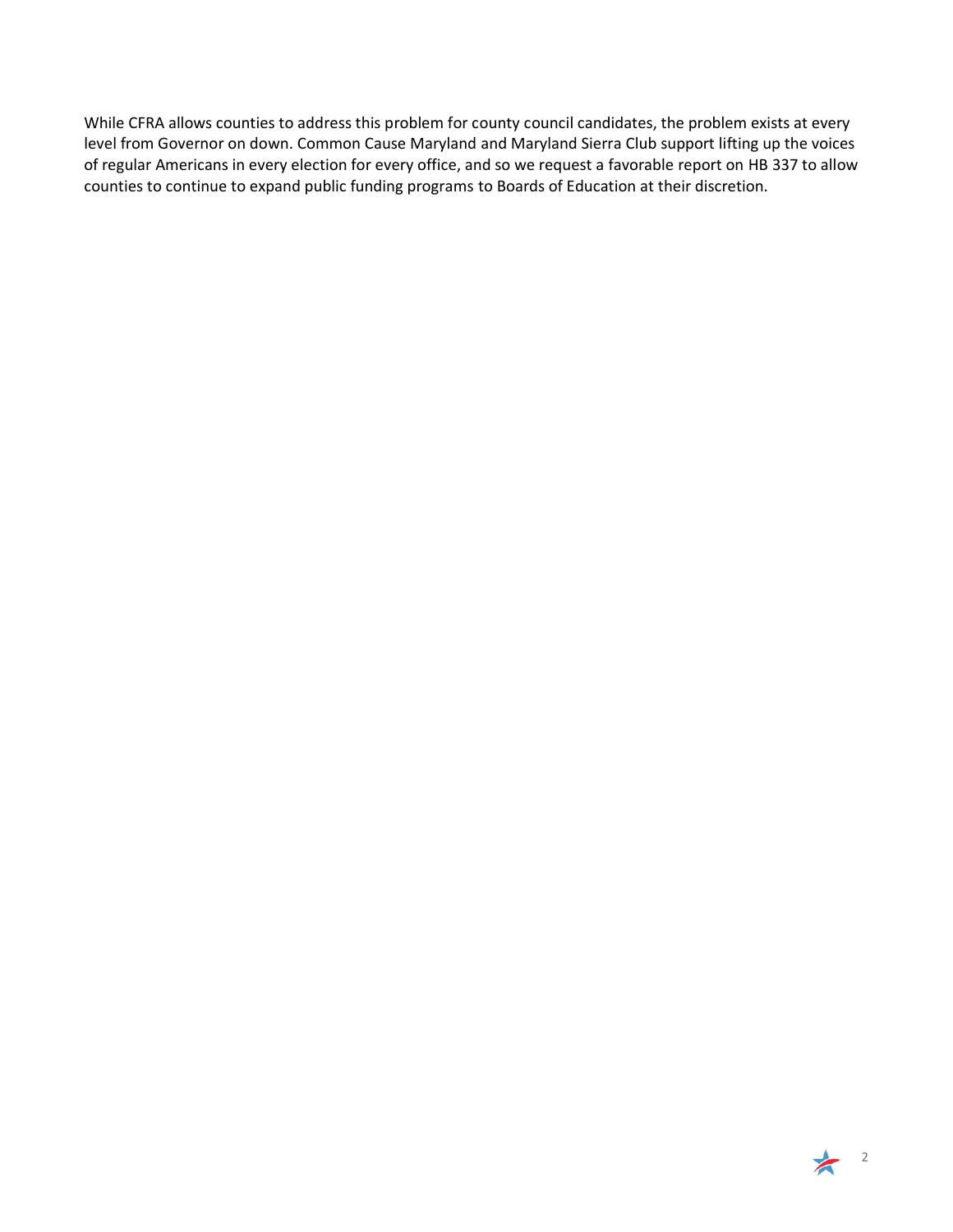While CFRA allows counties to address this problem for county council candidates, the problem exists at every level from Governor on down. Common Cause Maryland and Maryland Sierra Club support lifting up the voices of regular Americans in every election for every office, and so we request a favorable report on HB 337 to allow counties to continue to expand public funding programs to Boards of Education at their discretion.